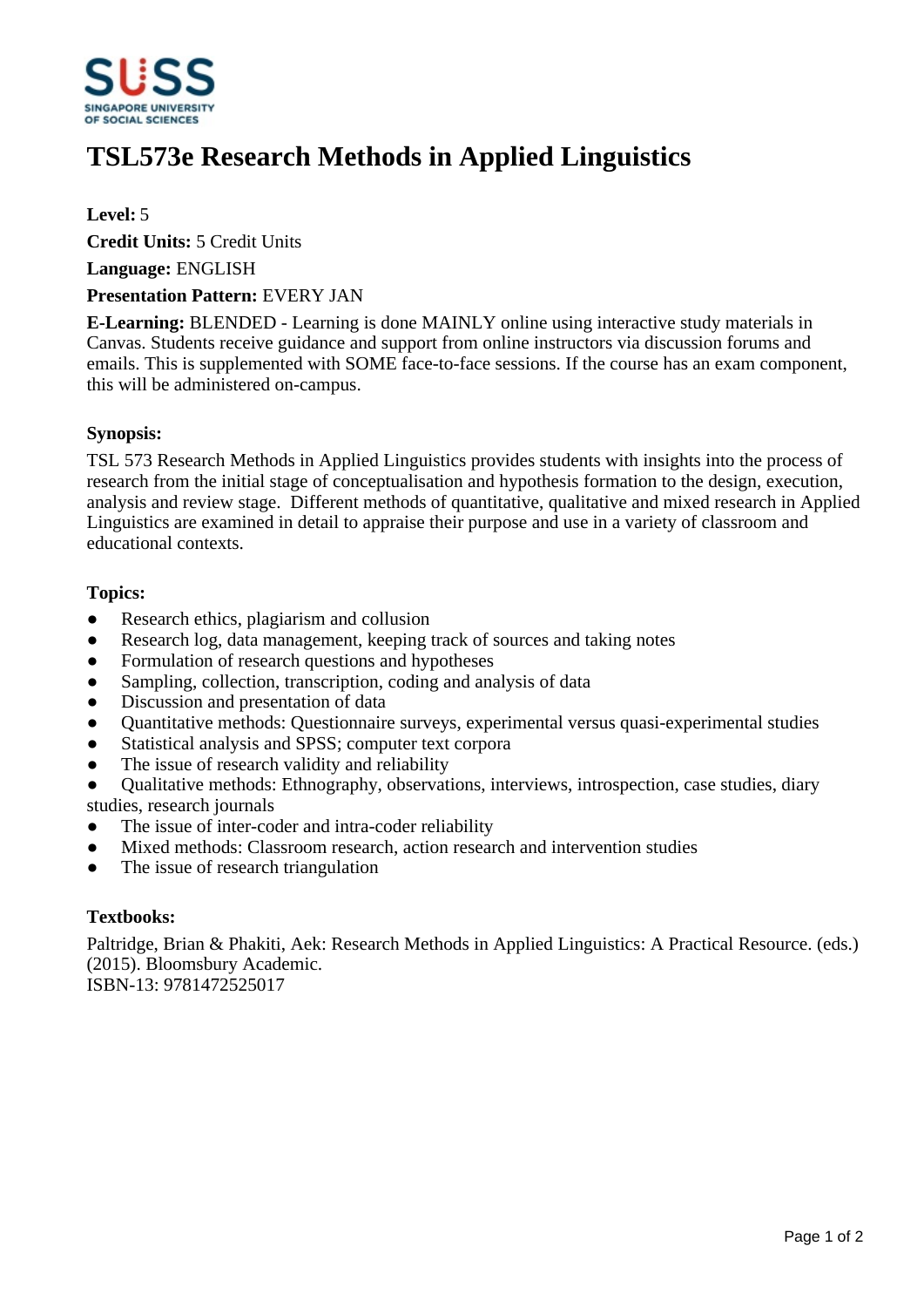# TSL573e Research Methods in Applied Linguistics

**Level:** 5

**Credit Units:** 5 Credit Units

**Language:** ENGLISH

**Presentation Pattern:** EVERY JAN

**E-Learning:** BLENDED - Learning is done MAINLY online using interactive study materials in Canvas. Students receive guidance and support from online instructors via discussion forums and emails. This is supplemented with SOME face-to-face sessions. If the course has an exam component, this will be administered on-campus.

### Synopsis:

TSL 573 Research Methods in Applied Linguistics provides students with insights into the process of research from the initial stage of conceptualisation and hypothesis formation to the design, execution, analysis and review stage. Different methods of quantitative, qualitative and mixed research in Applied Linguistics are examined in detail to appraise their purpose and use in a variety of classroom and educational contexts.

### Topics:

- Research ethics, plagiarism and collusion
- Research log, data management, keeping track of sources and taking notes
- Formulation of research questions and hypotheses
- Sampling, collection, transcription, coding and analysis of data
- Discussion and presentation of data
- Quantitative methods: Questionnaire surveys, experimental versus quasi-experimental studies
- Statistical analysis and SPSS; computer text corpora
- The issue of research validity and reliability
- Qualitative methods: Ethnography, observations, interviews, introspection, case studies, diary studies, research journals
- The issue of inter-coder and intra-coder reliability
- Mixed methods: Classroom research, action research and intervention studies
- The issue of research triangulation

### Textbooks:

Paltridge, Brian & Phakiti, Aek: Research Methods in Applied Linguistics: A Practical Resource. (eds.) (2015). Bloomsbury Academic.
ISBN-13: 9781472525017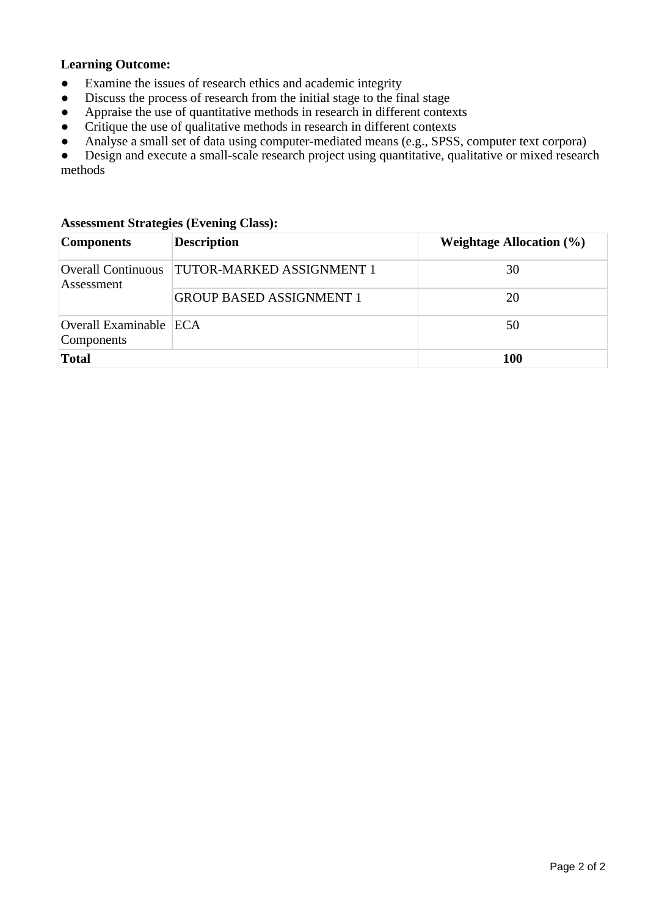**Learning Outcome:**

- Examine the issues of research ethics and academic integrity
- Discuss the process of research from the initial stage to the final stage
- Appraise the use of quantitative methods in research in different contexts
- Critique the use of qualitative methods in research in different contexts
- Analyse a small set of data using computer-mediated means (e.g., SPSS, computer text corpora)
- Design and execute a small-scale research project using quantitative, qualitative or mixed research methods

**Assessment Strategies (Evening Class):**

| **Components** | **Description** | **Weightage Allocation (%)** |
|---|---|---|
| Overall Continuous Assessment | TUTOR-MARKED ASSIGNMENT 1 | 30 |
| | GROUP BASED ASSIGNMENT 1 | 20 |
| Overall Examinable Components | ECA | 50 |
| **Total** | | **100** |